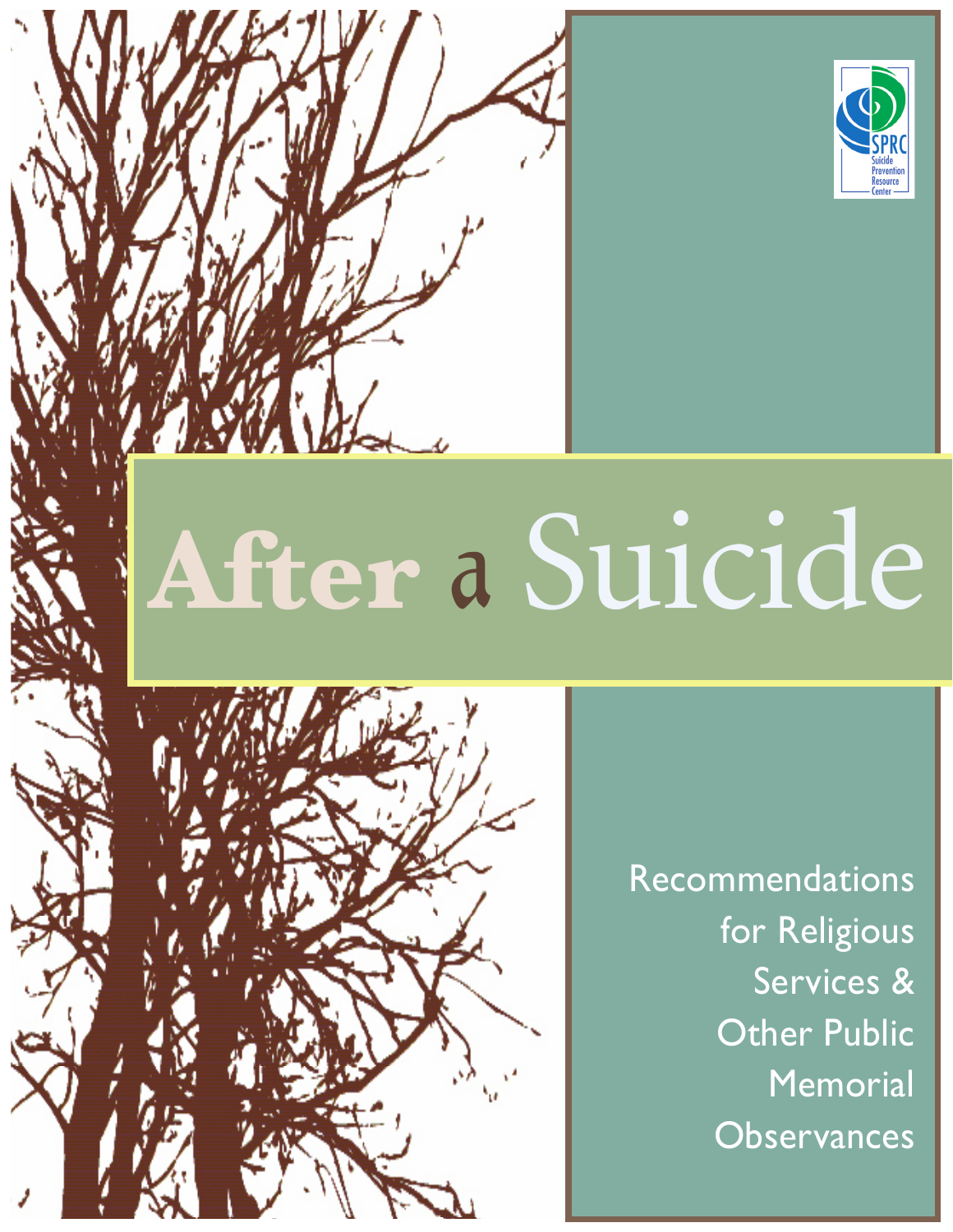# After a Suicide

## Recommendations for Religious Services & Other Public Memorial Observances

SPRC
Suicide Prevention Resource Center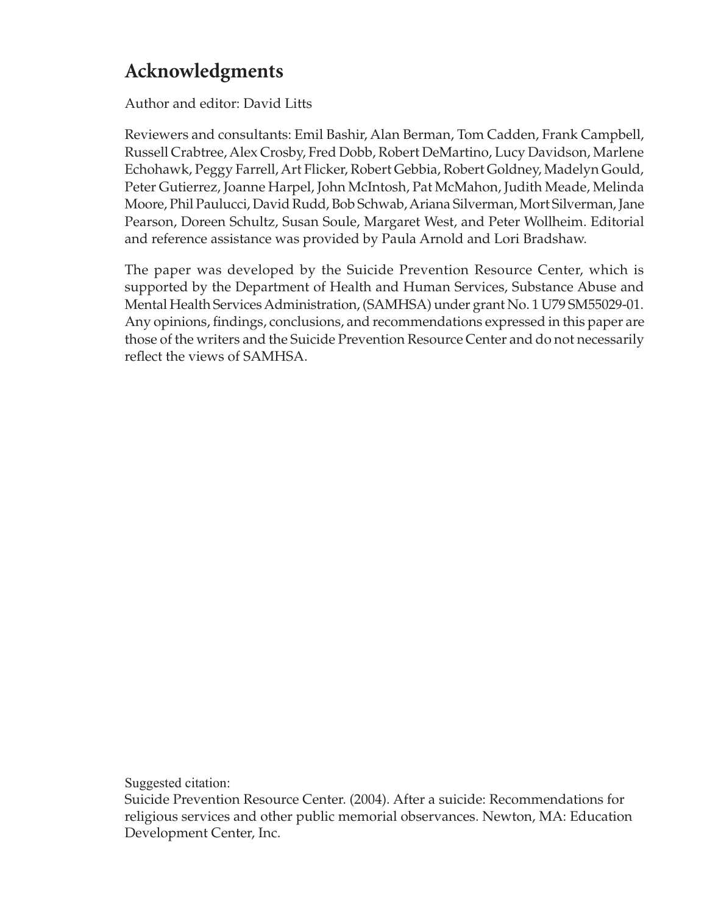## Acknowledgments

Author and editor: David Litts

Reviewers and consultants: Emil Bashir, Alan Berman, Tom Cadden, Frank Campbell, Russell Crabtree, Alex Crosby, Fred Dobb, Robert DeMartino, Lucy Davidson, Marlene Echohawk, Peggy Farrell, Art Flicker, Robert Gebbia, Robert Goldney, Madelyn Gould, Peter Gutierrez, Joanne Harpel, John McIntosh, Pat McMahon, Judith Meade, Melinda Moore, Phil Paulucci, David Rudd, Bob Schwab, Ariana Silverman, Mort Silverman, Jane Pearson, Doreen Schultz, Susan Soule, Margaret West, and Peter Wollheim. Editorial and reference assistance was provided by Paula Arnold and Lori Bradshaw.

The paper was developed by the Suicide Prevention Resource Center, which is supported by the Department of Health and Human Services, Substance Abuse and Mental Health Services Administration, (SAMHSA) under grant No. 1 U79 SM55029-01. Any opinions, findings, conclusions, and recommendations expressed in this paper are those of the writers and the Suicide Prevention Resource Center and do not necessarily reflect the views of SAMHSA.

Suggested citation:
Suicide Prevention Resource Center. (2004). After a suicide: Recommendations for religious services and other public memorial observances. Newton, MA: Education Development Center, Inc.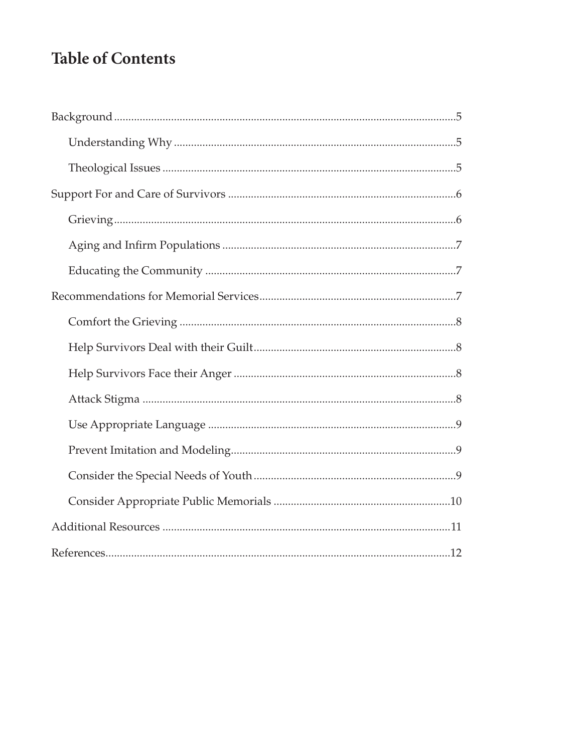# Table of Contents

- Background ....................................................................................................5
  - Understanding Why ...............................................................................5
  - Theological Issues ..................................................................................5
- Support For and Care of Survivors ..........................................................6
  - Grieving ....................................................................................................6
  - Aging and Infirm Populations ...............................................................7
  - Educating the Community .....................................................................7
- Recommendations for Memorial Services ................................................7
  - Comfort the Grieving ..............................................................................8
  - Help Survivors Deal with their Guilt ....................................................8
  - Help Survivors Face their Anger ...........................................................8
  - Attack Stigma ..........................................................................................8
  - Use Appropriate Language ....................................................................9
  - Prevent Imitation and Modeling ............................................................9
  - Consider the Special Needs of Youth ....................................................9
  - Consider Appropriate Public Memorials .............................................10
- Additional Resources ................................................................................11
- References ...................................................................................................12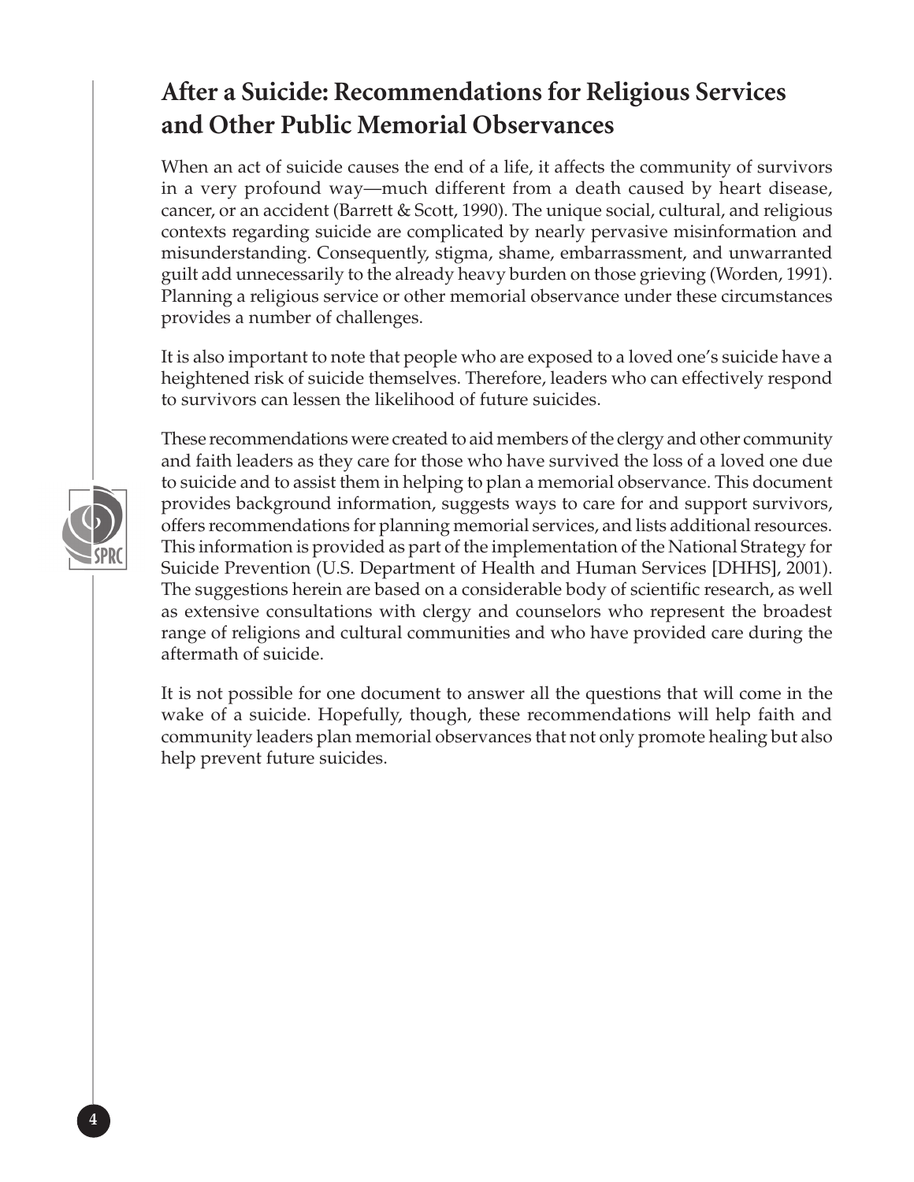## After a Suicide: Recommendations for Religious Services and Other Public Memorial Observances

When an act of suicide causes the end of a life, it affects the community of survivors in a very profound way—much different from a death caused by heart disease, cancer, or an accident (Barrett & Scott, 1990). The unique social, cultural, and religious contexts regarding suicide are complicated by nearly pervasive misinformation and misunderstanding. Consequently, stigma, shame, embarrassment, and unwarranted guilt add unnecessarily to the already heavy burden on those grieving (Worden, 1991). Planning a religious service or other memorial observance under these circumstances provides a number of challenges.

It is also important to note that people who are exposed to a loved one's suicide have a heightened risk of suicide themselves. Therefore, leaders who can effectively respond to survivors can lessen the likelihood of future suicides.

These recommendations were created to aid members of the clergy and other community and faith leaders as they care for those who have survived the loss of a loved one due to suicide and to assist them in helping to plan a memorial observance. This document provides background information, suggests ways to care for and support survivors, offers recommendations for planning memorial services, and lists additional resources. This information is provided as part of the implementation of the National Strategy for Suicide Prevention (U.S. Department of Health and Human Services [DHHS], 2001). The suggestions herein are based on a considerable body of scientific research, as well as extensive consultations with clergy and counselors who represent the broadest range of religions and cultural communities and who have provided care during the aftermath of suicide.

It is not possible for one document to answer all the questions that will come in the wake of a suicide. Hopefully, though, these recommendations will help faith and community leaders plan memorial observances that not only promote healing but also help prevent future suicides.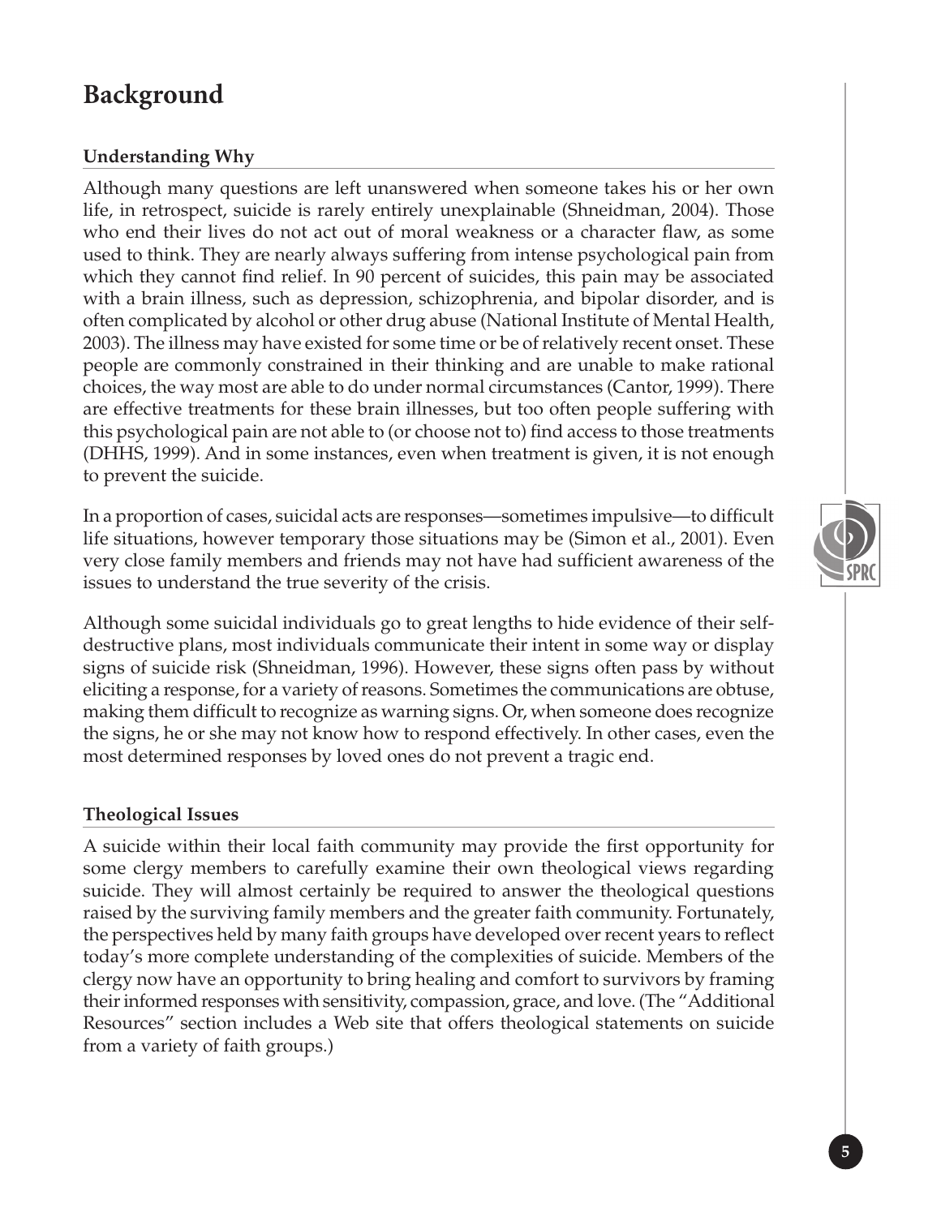# Background

### Understanding Why

Although many questions are left unanswered when someone takes his or her own life, in retrospect, suicide is rarely entirely unexplainable (Shneidman, 2004). Those who end their lives do not act out of moral weakness or a character flaw, as some used to think. They are nearly always suffering from intense psychological pain from which they cannot find relief. In 90 percent of suicides, this pain may be associated with a brain illness, such as depression, schizophrenia, and bipolar disorder, and is often complicated by alcohol or other drug abuse (National Institute of Mental Health, 2003). The illness may have existed for some time or be of relatively recent onset. These people are commonly constrained in their thinking and are unable to make rational choices, the way most are able to do under normal circumstances (Cantor, 1999). There are effective treatments for these brain illnesses, but too often people suffering with this psychological pain are not able to (or choose not to) find access to those treatments (DHHS, 1999). And in some instances, even when treatment is given, it is not enough to prevent the suicide.

In a proportion of cases, suicidal acts are responses—sometimes impulsive—to difficult life situations, however temporary those situations may be (Simon et al., 2001). Even very close family members and friends may not have had sufficient awareness of the issues to understand the true severity of the crisis.

Although some suicidal individuals go to great lengths to hide evidence of their self-destructive plans, most individuals communicate their intent in some way or display signs of suicide risk (Shneidman, 1996). However, these signs often pass by without eliciting a response, for a variety of reasons. Sometimes the communications are obtuse, making them difficult to recognize as warning signs. Or, when someone does recognize the signs, he or she may not know how to respond effectively. In other cases, even the most determined responses by loved ones do not prevent a tragic end.

### Theological Issues

A suicide within their local faith community may provide the first opportunity for some clergy members to carefully examine their own theological views regarding suicide. They will almost certainly be required to answer the theological questions raised by the surviving family members and the greater faith community. Fortunately, the perspectives held by many faith groups have developed over recent years to reflect today's more complete understanding of the complexities of suicide. Members of the clergy now have an opportunity to bring healing and comfort to survivors by framing their informed responses with sensitivity, compassion, grace, and love. (The "Additional Resources" section includes a Web site that offers theological statements on suicide from a variety of faith groups.)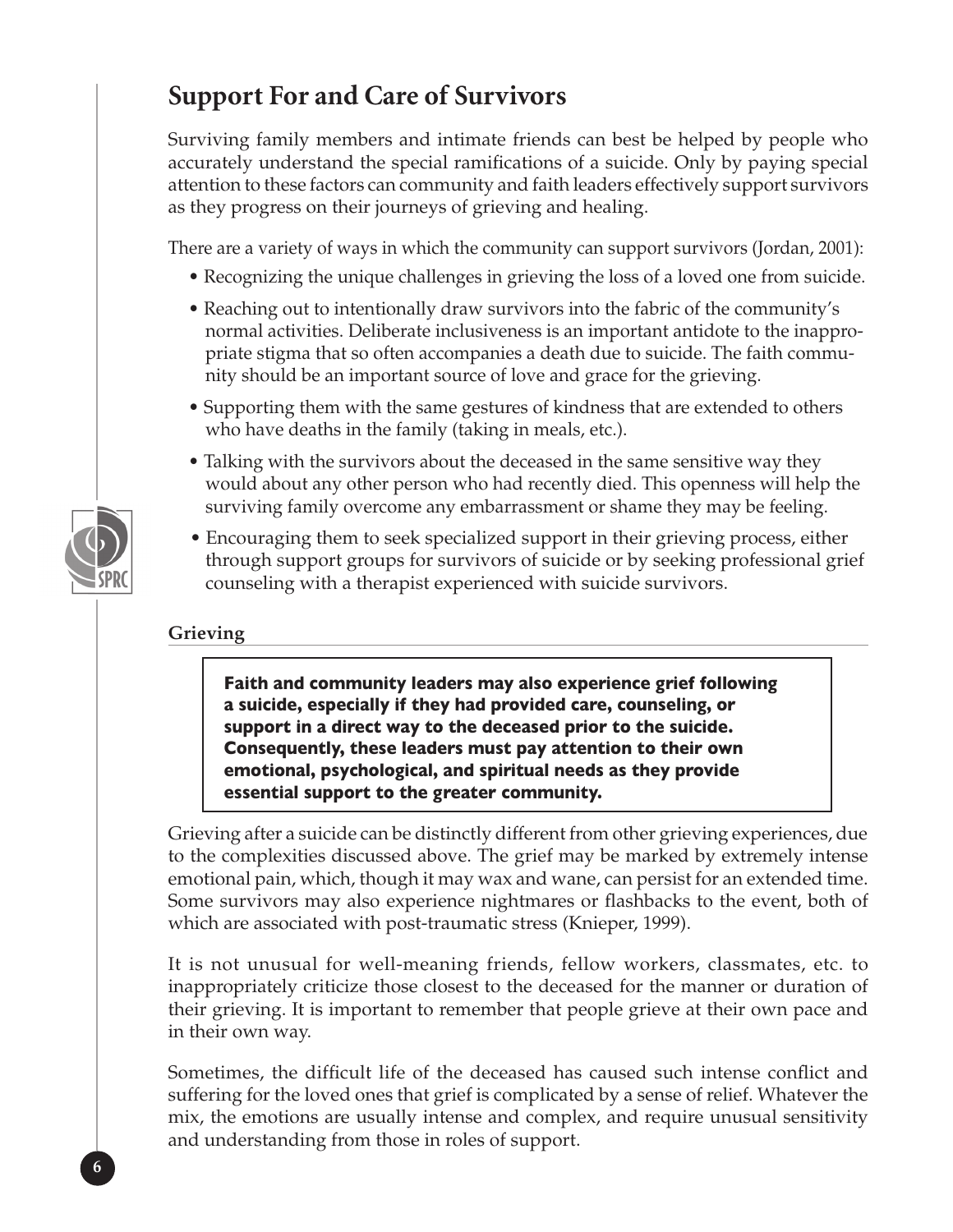## Support For and Care of Survivors

Surviving family members and intimate friends can best be helped by people who accurately understand the special ramifications of a suicide. Only by paying special attention to these factors can community and faith leaders effectively support survivors as they progress on their journeys of grieving and healing.

There are a variety of ways in which the community can support survivors (Jordan, 2001):

- Recognizing the unique challenges in grieving the loss of a loved one from suicide.
- Reaching out to intentionally draw survivors into the fabric of the community's normal activities. Deliberate inclusiveness is an important antidote to the inappropriate stigma that so often accompanies a death due to suicide. The faith community should be an important source of love and grace for the grieving.
- Supporting them with the same gestures of kindness that are extended to others who have deaths in the family (taking in meals, etc.).
- Talking with the survivors about the deceased in the same sensitive way they would about any other person who had recently died. This openness will help the surviving family overcome any embarrassment or shame they may be feeling.
- Encouraging them to seek specialized support in their grieving process, either through support groups for survivors of suicide or by seeking professional grief counseling with a therapist experienced with suicide survivors.

### Grieving

> **Faith and community leaders may also experience grief following a suicide, especially if they had provided care, counseling, or support in a direct way to the deceased prior to the suicide. Consequently, these leaders must pay attention to their own emotional, psychological, and spiritual needs as they provide essential support to the greater community.**

Grieving after a suicide can be distinctly different from other grieving experiences, due to the complexities discussed above. The grief may be marked by extremely intense emotional pain, which, though it may wax and wane, can persist for an extended time. Some survivors may also experience nightmares or flashbacks to the event, both of which are associated with post-traumatic stress (Knieper, 1999).

It is not unusual for well-meaning friends, fellow workers, classmates, etc. to inappropriately criticize those closest to the deceased for the manner or duration of their grieving. It is important to remember that people grieve at their own pace and in their own way.

Sometimes, the difficult life of the deceased has caused such intense conflict and suffering for the loved ones that grief is complicated by a sense of relief. Whatever the mix, the emotions are usually intense and complex, and require unusual sensitivity and understanding from those in roles of support.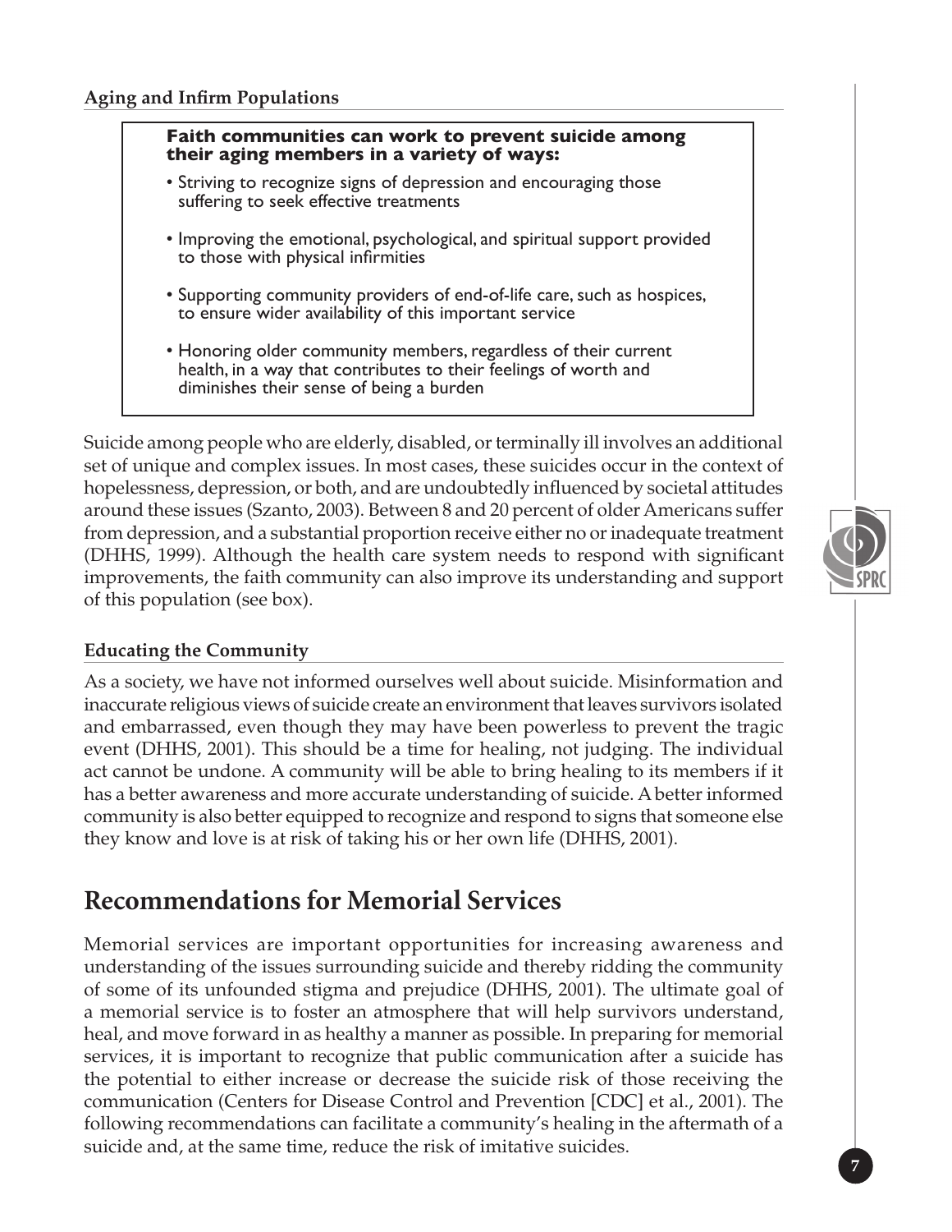### Aging and Infirm Populations

> **Faith communities can work to prevent suicide among their aging members in a variety of ways:**
>
> - Striving to recognize signs of depression and encouraging those suffering to seek effective treatments
> - Improving the emotional, psychological, and spiritual support provided to those with physical infirmities
> - Supporting community providers of end-of-life care, such as hospices, to ensure wider availability of this important service
> - Honoring older community members, regardless of their current health, in a way that contributes to their feelings of worth and diminishes their sense of being a burden

Suicide among people who are elderly, disabled, or terminally ill involves an additional set of unique and complex issues. In most cases, these suicides occur in the context of hopelessness, depression, or both, and are undoubtedly influenced by societal attitudes around these issues (Szanto, 2003). Between 8 and 20 percent of older Americans suffer from depression, and a substantial proportion receive either no or inadequate treatment (DHHS, 1999). Although the health care system needs to respond with significant improvements, the faith community can also improve its understanding and support of this population (see box).

### Educating the Community

As a society, we have not informed ourselves well about suicide. Misinformation and inaccurate religious views of suicide create an environment that leaves survivors isolated and embarrassed, even though they may have been powerless to prevent the tragic event (DHHS, 2001). This should be a time for healing, not judging. The individual act cannot be undone. A community will be able to bring healing to its members if it has a better awareness and more accurate understanding of suicide. A better informed community is also better equipped to recognize and respond to signs that someone else they know and love is at risk of taking his or her own life (DHHS, 2001).

## Recommendations for Memorial Services

Memorial services are important opportunities for increasing awareness and understanding of the issues surrounding suicide and thereby ridding the community of some of its unfounded stigma and prejudice (DHHS, 2001). The ultimate goal of a memorial service is to foster an atmosphere that will help survivors understand, heal, and move forward in as healthy a manner as possible. In preparing for memorial services, it is important to recognize that public communication after a suicide has the potential to either increase or decrease the suicide risk of those receiving the communication (Centers for Disease Control and Prevention [CDC] et al., 2001). The following recommendations can facilitate a community's healing in the aftermath of a suicide and, at the same time, reduce the risk of imitative suicides.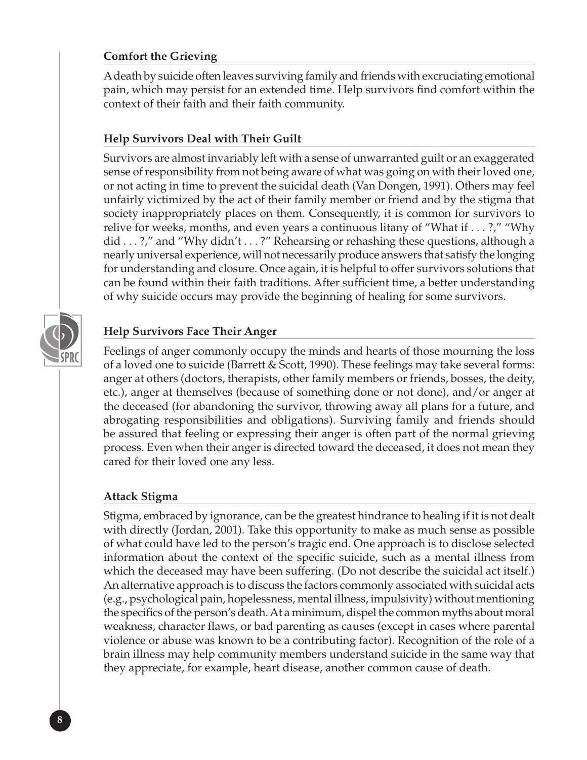### Comfort the Grieving

A death by suicide often leaves surviving family and friends with excruciating emotional pain, which may persist for an extended time. Help survivors find comfort within the context of their faith and their faith community.

### Help Survivors Deal with Their Guilt

Survivors are almost invariably left with a sense of unwarranted guilt or an exaggerated sense of responsibility from not being aware of what was going on with their loved one, or not acting in time to prevent the suicidal death (Van Dongen, 1991). Others may feel unfairly victimized by the act of their family member or friend and by the stigma that society inappropriately places on them. Consequently, it is common for survivors to relive for weeks, months, and even years a continuous litany of "What if . . . ?," "Why did . . . ?," and "Why didn't . . . ?" Rehearsing or rehashing these questions, although a nearly universal experience, will not necessarily produce answers that satisfy the longing for understanding and closure. Once again, it is helpful to offer survivors solutions that can be found within their faith traditions. After sufficient time, a better understanding of why suicide occurs may provide the beginning of healing for some survivors.

### Help Survivors Face Their Anger

Feelings of anger commonly occupy the minds and hearts of those mourning the loss of a loved one to suicide (Barrett & Scott, 1990). These feelings may take several forms: anger at others (doctors, therapists, other family members or friends, bosses, the deity, etc.), anger at themselves (because of something done or not done), and/or anger at the deceased (for abandoning the survivor, throwing away all plans for a future, and abrogating responsibilities and obligations). Surviving family and friends should be assured that feeling or expressing their anger is often part of the normal grieving process. Even when their anger is directed toward the deceased, it does not mean they cared for their loved one any less.

### Attack Stigma

Stigma, embraced by ignorance, can be the greatest hindrance to healing if it is not dealt with directly (Jordan, 2001). Take this opportunity to make as much sense as possible of what could have led to the person's tragic end. One approach is to disclose selected information about the context of the specific suicide, such as a mental illness from which the deceased may have been suffering. (Do not describe the suicidal act itself.) An alternative approach is to discuss the factors commonly associated with suicidal acts (e.g., psychological pain, hopelessness, mental illness, impulsivity) without mentioning the specifics of the person's death. At a minimum, dispel the common myths about moral weakness, character flaws, or bad parenting as causes (except in cases where parental violence or abuse was known to be a contributing factor). Recognition of the role of a brain illness may help community members understand suicide in the same way that they appreciate, for example, heart disease, another common cause of death.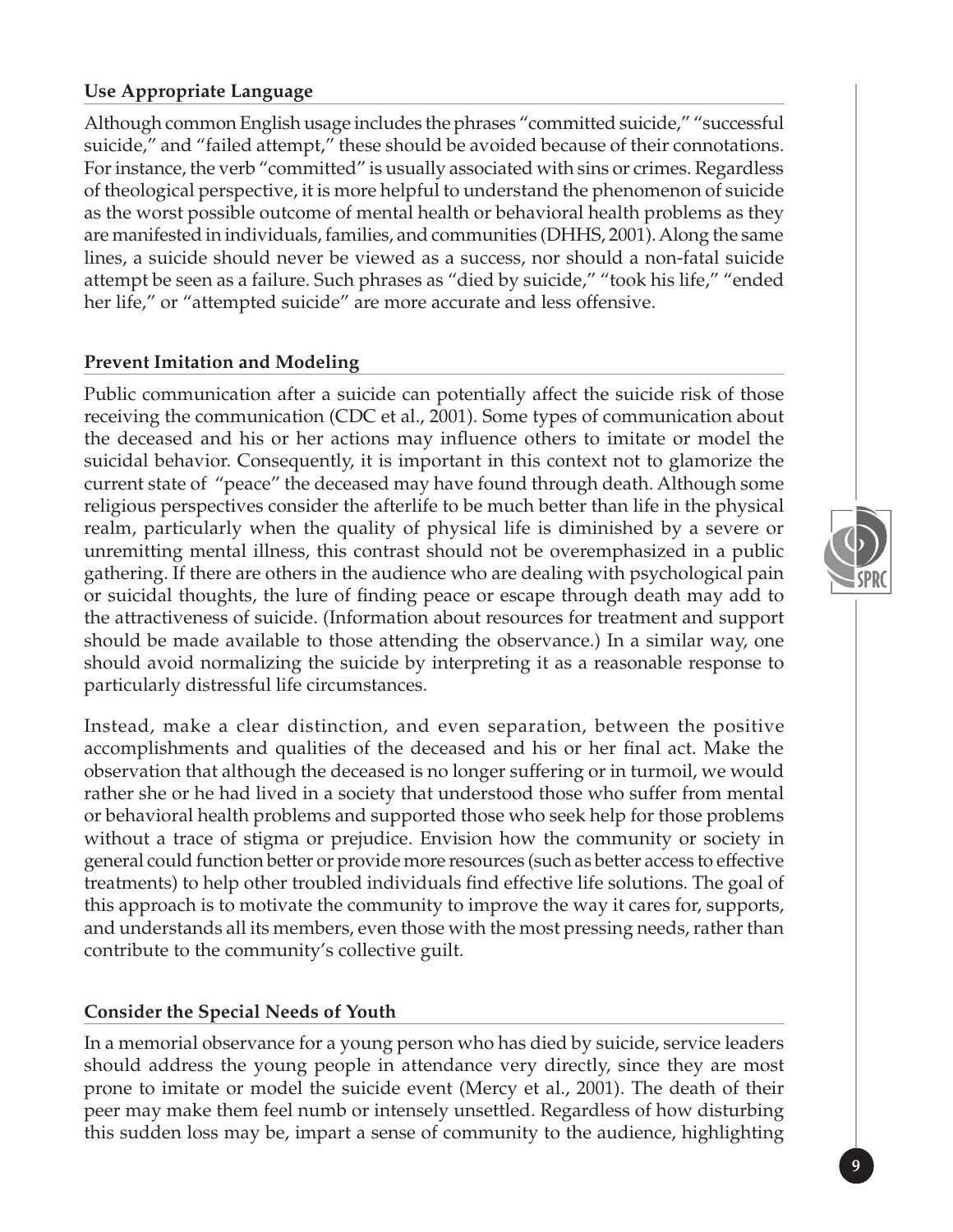**Use Appropriate Language**

Although common English usage includes the phrases "committed suicide," "successful suicide," and "failed attempt," these should be avoided because of their connotations. For instance, the verb "committed" is usually associated with sins or crimes. Regardless of theological perspective, it is more helpful to understand the phenomenon of suicide as the worst possible outcome of mental health or behavioral health problems as they are manifested in individuals, families, and communities (DHHS, 2001). Along the same lines, a suicide should never be viewed as a success, nor should a non-fatal suicide attempt be seen as a failure. Such phrases as "died by suicide," "took his life," "ended her life," or "attempted suicide" are more accurate and less offensive.

**Prevent Imitation and Modeling**

Public communication after a suicide can potentially affect the suicide risk of those receiving the communication (CDC et al., 2001). Some types of communication about the deceased and his or her actions may influence others to imitate or model the suicidal behavior. Consequently, it is important in this context not to glamorize the current state of "peace" the deceased may have found through death. Although some religious perspectives consider the afterlife to be much better than life in the physical realm, particularly when the quality of physical life is diminished by a severe or unremitting mental illness, this contrast should not be overemphasized in a public gathering. If there are others in the audience who are dealing with psychological pain or suicidal thoughts, the lure of finding peace or escape through death may add to the attractiveness of suicide. (Information about resources for treatment and support should be made available to those attending the observance.) In a similar way, one should avoid normalizing the suicide by interpreting it as a reasonable response to particularly distressful life circumstances.

Instead, make a clear distinction, and even separation, between the positive accomplishments and qualities of the deceased and his or her final act. Make the observation that although the deceased is no longer suffering or in turmoil, we would rather she or he had lived in a society that understood those who suffer from mental or behavioral health problems and supported those who seek help for those problems without a trace of stigma or prejudice. Envision how the community or society in general could function better or provide more resources (such as better access to effective treatments) to help other troubled individuals find effective life solutions. The goal of this approach is to motivate the community to improve the way it cares for, supports, and understands all its members, even those with the most pressing needs, rather than contribute to the community's collective guilt.

**Consider the Special Needs of Youth**

In a memorial observance for a young person who has died by suicide, service leaders should address the young people in attendance very directly, since they are most prone to imitate or model the suicide event (Mercy et al., 2001). The death of their peer may make them feel numb or intensely unsettled. Regardless of how disturbing this sudden loss may be, impart a sense of community to the audience, highlighting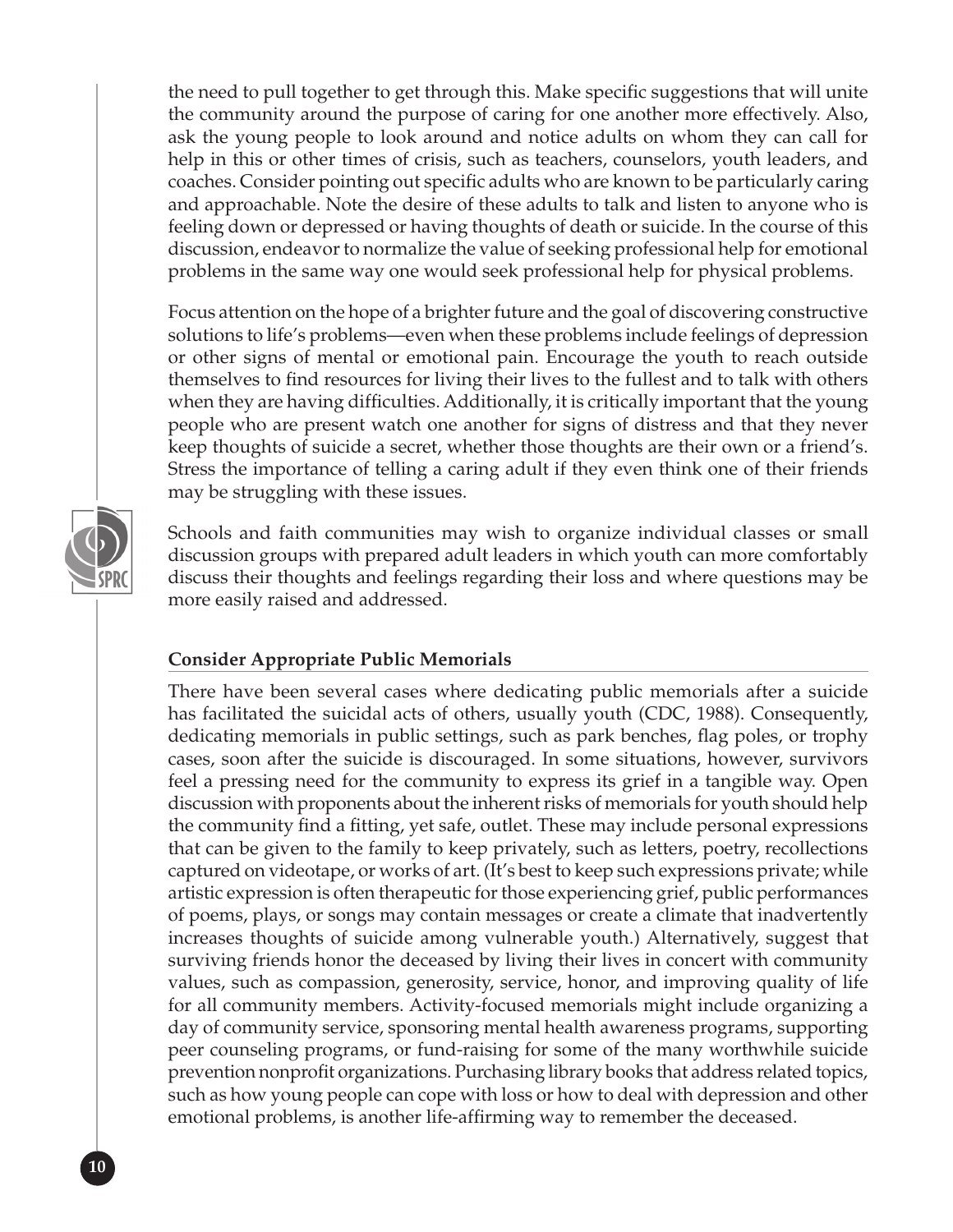the need to pull together to get through this. Make specific suggestions that will unite the community around the purpose of caring for one another more effectively. Also, ask the young people to look around and notice adults on whom they can call for help in this or other times of crisis, such as teachers, counselors, youth leaders, and coaches. Consider pointing out specific adults who are known to be particularly caring and approachable. Note the desire of these adults to talk and listen to anyone who is feeling down or depressed or having thoughts of death or suicide. In the course of this discussion, endeavor to normalize the value of seeking professional help for emotional problems in the same way one would seek professional help for physical problems.

Focus attention on the hope of a brighter future and the goal of discovering constructive solutions to life's problems—even when these problems include feelings of depression or other signs of mental or emotional pain. Encourage the youth to reach outside themselves to find resources for living their lives to the fullest and to talk with others when they are having difficulties. Additionally, it is critically important that the young people who are present watch one another for signs of distress and that they never keep thoughts of suicide a secret, whether those thoughts are their own or a friend's. Stress the importance of telling a caring adult if they even think one of their friends may be struggling with these issues.

Schools and faith communities may wish to organize individual classes or small discussion groups with prepared adult leaders in which youth can more comfortably discuss their thoughts and feelings regarding their loss and where questions may be more easily raised and addressed.

**Consider Appropriate Public Memorials**

There have been several cases where dedicating public memorials after a suicide has facilitated the suicidal acts of others, usually youth (CDC, 1988). Consequently, dedicating memorials in public settings, such as park benches, flag poles, or trophy cases, soon after the suicide is discouraged. In some situations, however, survivors feel a pressing need for the community to express its grief in a tangible way. Open discussion with proponents about the inherent risks of memorials for youth should help the community find a fitting, yet safe, outlet. These may include personal expressions that can be given to the family to keep privately, such as letters, poetry, recollections captured on videotape, or works of art. (It's best to keep such expressions private; while artistic expression is often therapeutic for those experiencing grief, public performances of poems, plays, or songs may contain messages or create a climate that inadvertently increases thoughts of suicide among vulnerable youth.) Alternatively, suggest that surviving friends honor the deceased by living their lives in concert with community values, such as compassion, generosity, service, honor, and improving quality of life for all community members. Activity-focused memorials might include organizing a day of community service, sponsoring mental health awareness programs, supporting peer counseling programs, or fund-raising for some of the many worthwhile suicide prevention nonprofit organizations. Purchasing library books that address related topics, such as how young people can cope with loss or how to deal with depression and other emotional problems, is another life-affirming way to remember the deceased.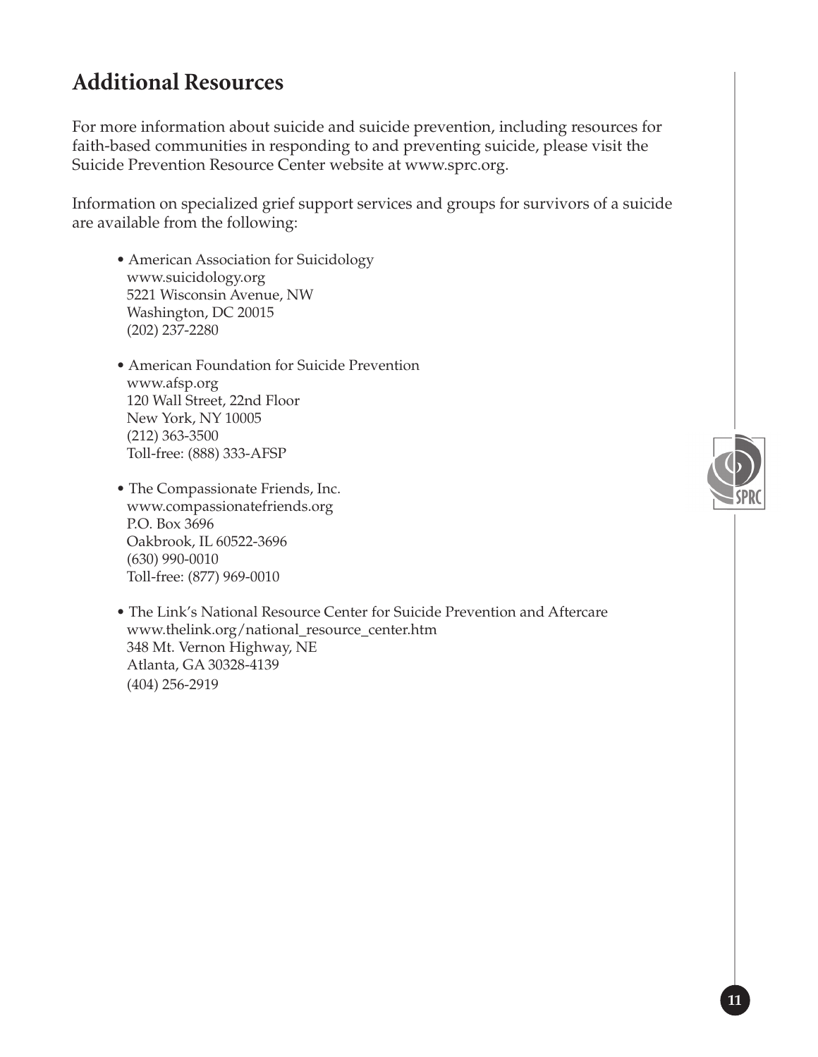## Additional Resources

For more information about suicide and suicide prevention, including resources for faith-based communities in responding to and preventing suicide, please visit the Suicide Prevention Resource Center website at www.sprc.org.

Information on specialized grief support services and groups for survivors of a suicide are available from the following:

- American Association for Suicidology
  www.suicidology.org
  5221 Wisconsin Avenue, NW
  Washington, DC 20015
  (202) 237-2280

- American Foundation for Suicide Prevention
  www.afsp.org
  120 Wall Street, 22nd Floor
  New York, NY 10005
  (212) 363-3500
  Toll-free: (888) 333-AFSP

- The Compassionate Friends, Inc.
  www.compassionatefriends.org
  P.O. Box 3696
  Oakbrook, IL 60522-3696
  (630) 990-0010
  Toll-free: (877) 969-0010

- The Link's National Resource Center for Suicide Prevention and Aftercare
  www.thelink.org/national_resource_center.htm
  348 Mt. Vernon Highway, NE
  Atlanta, GA 30328-4139
  (404) 256-2919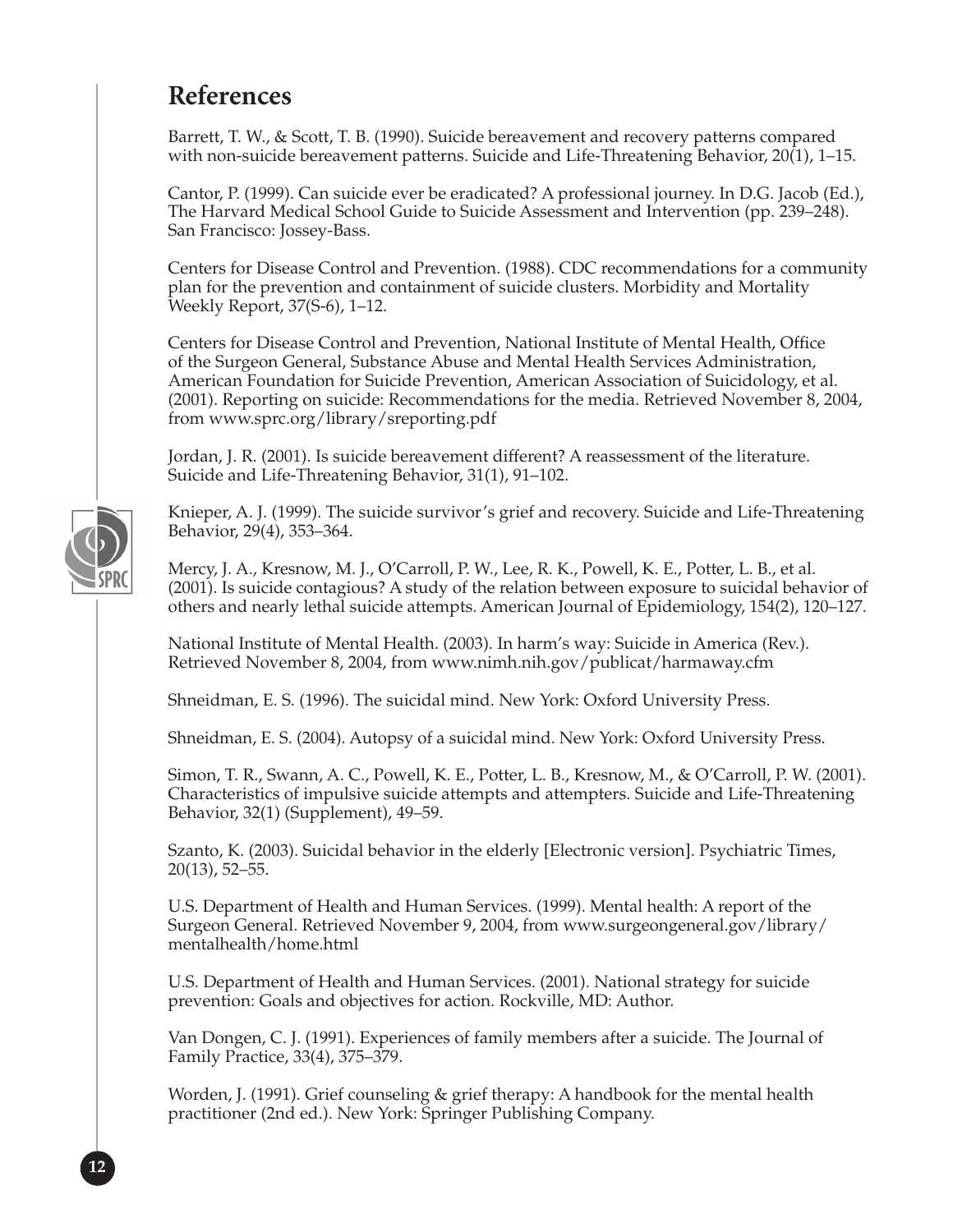## References

Barrett, T. W., & Scott, T. B. (1990). Suicide bereavement and recovery patterns compared with non-suicide bereavement patterns. Suicide and Life-Threatening Behavior, 20(1), 1–15.

Cantor, P. (1999). Can suicide ever be eradicated? A professional journey. In D.G. Jacob (Ed.), The Harvard Medical School Guide to Suicide Assessment and Intervention (pp. 239–248). San Francisco: Jossey-Bass.

Centers for Disease Control and Prevention. (1988). CDC recommendations for a community plan for the prevention and containment of suicide clusters. Morbidity and Mortality Weekly Report, 37(S-6), 1–12.

Centers for Disease Control and Prevention, National Institute of Mental Health, Office of the Surgeon General, Substance Abuse and Mental Health Services Administration, American Foundation for Suicide Prevention, American Association of Suicidology, et al. (2001). Reporting on suicide: Recommendations for the media. Retrieved November 8, 2004, from www.sprc.org/library/sreporting.pdf

Jordan, J. R. (2001). Is suicide bereavement different? A reassessment of the literature. Suicide and Life-Threatening Behavior, 31(1), 91–102.

Knieper, A. J. (1999). The suicide survivor's grief and recovery. Suicide and Life-Threatening Behavior, 29(4), 353–364.

Mercy, J. A., Kresnow, M. J., O'Carroll, P. W., Lee, R. K., Powell, K. E., Potter, L. B., et al. (2001). Is suicide contagious? A study of the relation between exposure to suicidal behavior of others and nearly lethal suicide attempts. American Journal of Epidemiology, 154(2), 120–127.

National Institute of Mental Health. (2003). In harm's way: Suicide in America (Rev.). Retrieved November 8, 2004, from www.nimh.nih.gov/publicat/harmaway.cfm

Shneidman, E. S. (1996). The suicidal mind. New York: Oxford University Press.

Shneidman, E. S. (2004). Autopsy of a suicidal mind. New York: Oxford University Press.

Simon, T. R., Swann, A. C., Powell, K. E., Potter, L. B., Kresnow, M., & O'Carroll, P. W. (2001). Characteristics of impulsive suicide attempts and attempters. Suicide and Life-Threatening Behavior, 32(1) (Supplement), 49–59.

Szanto, K. (2003). Suicidal behavior in the elderly [Electronic version]. Psychiatric Times, 20(13), 52–55.

U.S. Department of Health and Human Services. (1999). Mental health: A report of the Surgeon General. Retrieved November 9, 2004, from www.surgeongeneral.gov/library/mentalhealth/home.html

U.S. Department of Health and Human Services. (2001). National strategy for suicide prevention: Goals and objectives for action. Rockville, MD: Author.

Van Dongen, C. J. (1991). Experiences of family members after a suicide. The Journal of Family Practice, 33(4), 375–379.

Worden, J. (1991). Grief counseling & grief therapy: A handbook for the mental health practitioner (2nd ed.). New York: Springer Publishing Company.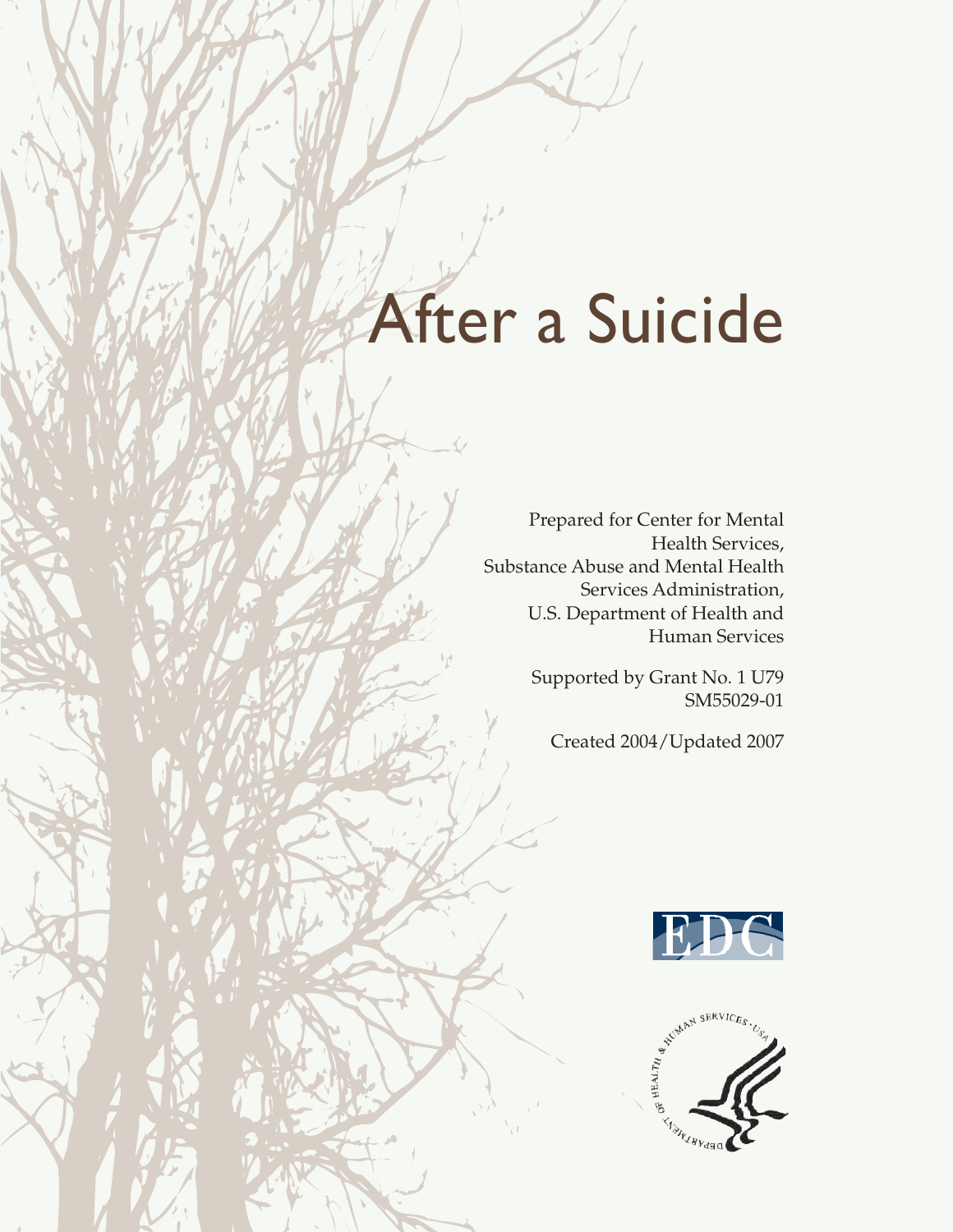# After a Suicide

Prepared for Center for Mental Health Services, Substance Abuse and Mental Health Services Administration, U.S. Department of Health and Human Services

Supported by Grant No. 1 U79 SM55029-01

Created 2004/Updated 2007

EDC